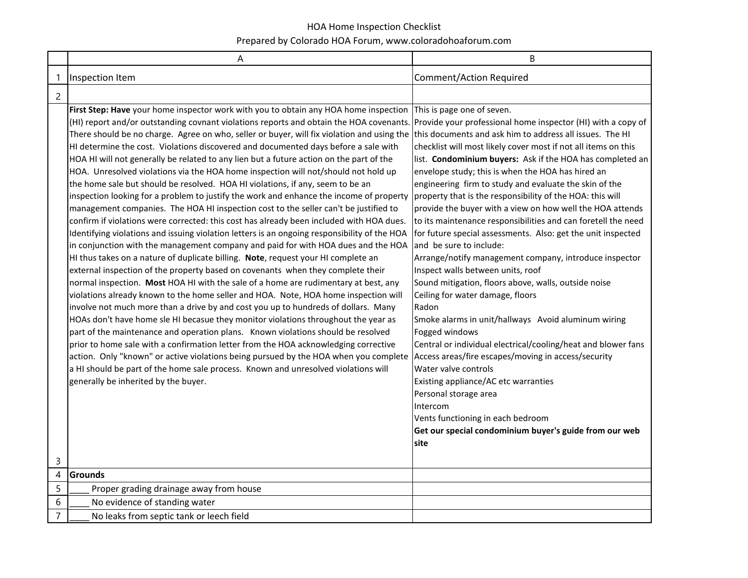# HOA Home Inspection Checklist

Prepared by Colorado HOA Forum, www.coloradohoaforum.com

| | A | B |
|---|---|---|
| 1 | Inspection Item | Comment/Action Required |
| 2 | | |
| 3 | **First Step: Have** your home inspector work with you to obtain any HOA home inspection (HI) report and/or outstanding covnant violations reports and obtain the HOA covenants. There should be no charge. Agree on who, seller or buyer, will fix violation and using the HI determine the cost. Violations discovered and documented days before a sale with HOA HI will not generally be related to any lien but a future action on the part of the HOA. Unresolved violations via the HOA home inspection will not/should not hold up the home sale but should be resolved. HOA HI violations, if any, seem to be an inspection looking for a problem to justify the work and enhance the income of property management companies. The HOA HI inspection cost to the seller can't be justified to confirm if violations were corrected: this cost has already been included with HOA dues. Identifying violations and issuing violation letters is an ongoing responsibility of the HOA in conjunction with the management company and paid for with HOA dues and the HOA HI thus takes on a nature of duplicate billing. **Note**, request your HI complete an external inspection of the property based on covenants when they complete their normal inspection. **Most** HOA HI with the sale of a home are rudimentary at best, any violations already known to the home seller and HOA. Note, HOA home inspection will involve not much more than a drive by and cost you up to hundreds of dollars. Many HOAs don't have home sle HI becasue they monitor violations throughout the year as part of the maintenance and operation plans. Known violations should be resolved prior to home sale with a confirmation letter from the HOA acknowledging corrective action. Only "known" or active violations being pursued by the HOA when you complete a HI should be part of the home sale process. Known and unresolved violations will generally be inherited by the buyer. | This is page one of seven.<br>Provide your professional home inspector (HI) with a copy of this documents and ask him to address all issues. The HI checklist will most likely cover most if not all items on this list. **Condominium buyers:** Ask if the HOA has completed an envelope study; this is when the HOA has hired an engineering firm to study and evaluate the skin of the property that is the responsibility of the HOA: this will provide the buyer with a view on how well the HOA attends to its maintenance responsibilities and can foretell the need for future special assessments. Also: get the unit inspected and be sure to include:<br>Arrange/notify management company, introduce inspector<br>Inspect walls between units, roof<br>Sound mitigation, floors above, walls, outside noise<br>Ceiling for water damage, floors<br>Radon<br>Smoke alarms in unit/hallways Avoid aluminum wiring<br>Fogged windows<br>Central or individual electrical/cooling/heat and blower fans<br>Access areas/fire escapes/moving in access/security<br>Water valve controls<br>Existing appliance/AC etc warranties<br>Personal storage area<br>Intercom<br>Vents functioning in each bedroom<br>**Get our special condominium buyer's guide from our web site** |
| 4 | **Grounds** | |
| 5 | ____ Proper grading drainage away from house | |
| 6 | ____ No evidence of standing water | |
| 7 | ____ No leaks from septic tank or leech field | |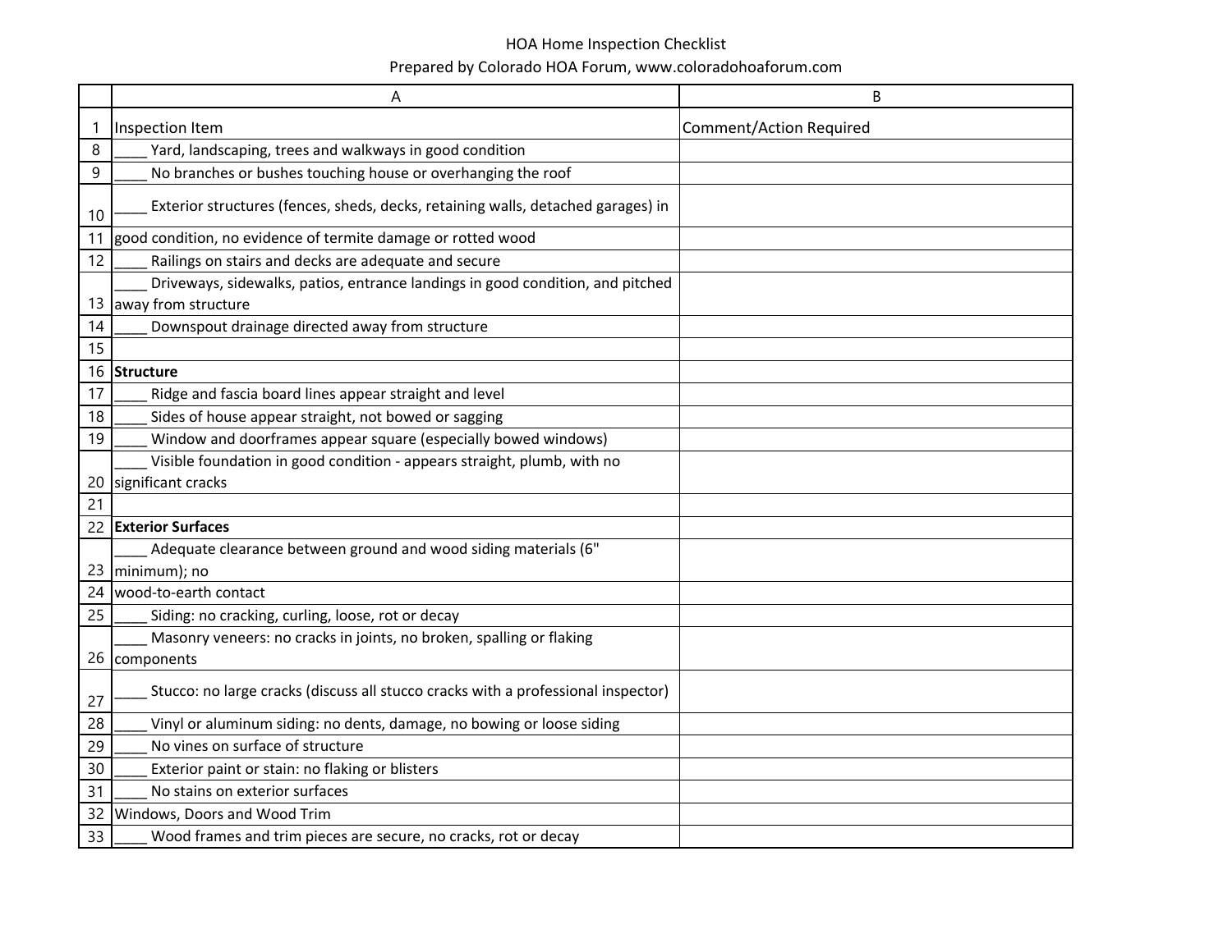HOA Home Inspection Checklist

Prepared by Colorado HOA Forum, www.coloradohoaforum.com

| | A | B |
|---|---|---|
| 1 | Inspection Item | Comment/Action Required |
| 8 | ____ Yard, landscaping, trees and walkways in good condition | |
| 9 | ____ No branches or bushes touching house or overhanging the roof | |
| 10 | ____ Exterior structures (fences, sheds, decks, retaining walls, detached garages) in | |
| 11 | good condition, no evidence of termite damage or rotted wood | |
| 12 | ____ Railings on stairs and decks are adequate and secure | |
| 13 | ____ Driveways, sidewalks, patios, entrance landings in good condition, and pitched away from structure | |
| 14 | ____ Downspout drainage directed away from structure | |
| 15 | | |
| 16 | **Structure** | |
| 17 | ____ Ridge and fascia board lines appear straight and level | |
| 18 | ____ Sides of house appear straight, not bowed or sagging | |
| 19 | ____ Window and doorframes appear square (especially bowed windows) | |
| 20 | ____ Visible foundation in good condition - appears straight, plumb, with no significant cracks | |
| 21 | | |
| 22 | **Exterior Surfaces** | |
| 23 | ____ Adequate clearance between ground and wood siding materials (6" minimum); no | |
| 24 | wood-to-earth contact | |
| 25 | ____ Siding: no cracking, curling, loose, rot or decay | |
| 26 | ____ Masonry veneers: no cracks in joints, no broken, spalling or flaking components | |
| 27 | ____ Stucco: no large cracks (discuss all stucco cracks with a professional inspector) | |
| 28 | ____ Vinyl or aluminum siding: no dents, damage, no bowing or loose siding | |
| 29 | ____ No vines on surface of structure | |
| 30 | ____ Exterior paint or stain: no flaking or blisters | |
| 31 | ____ No stains on exterior surfaces | |
| 32 | Windows, Doors and Wood Trim | |
| 33 | ____ Wood frames and trim pieces are secure, no cracks, rot or decay | |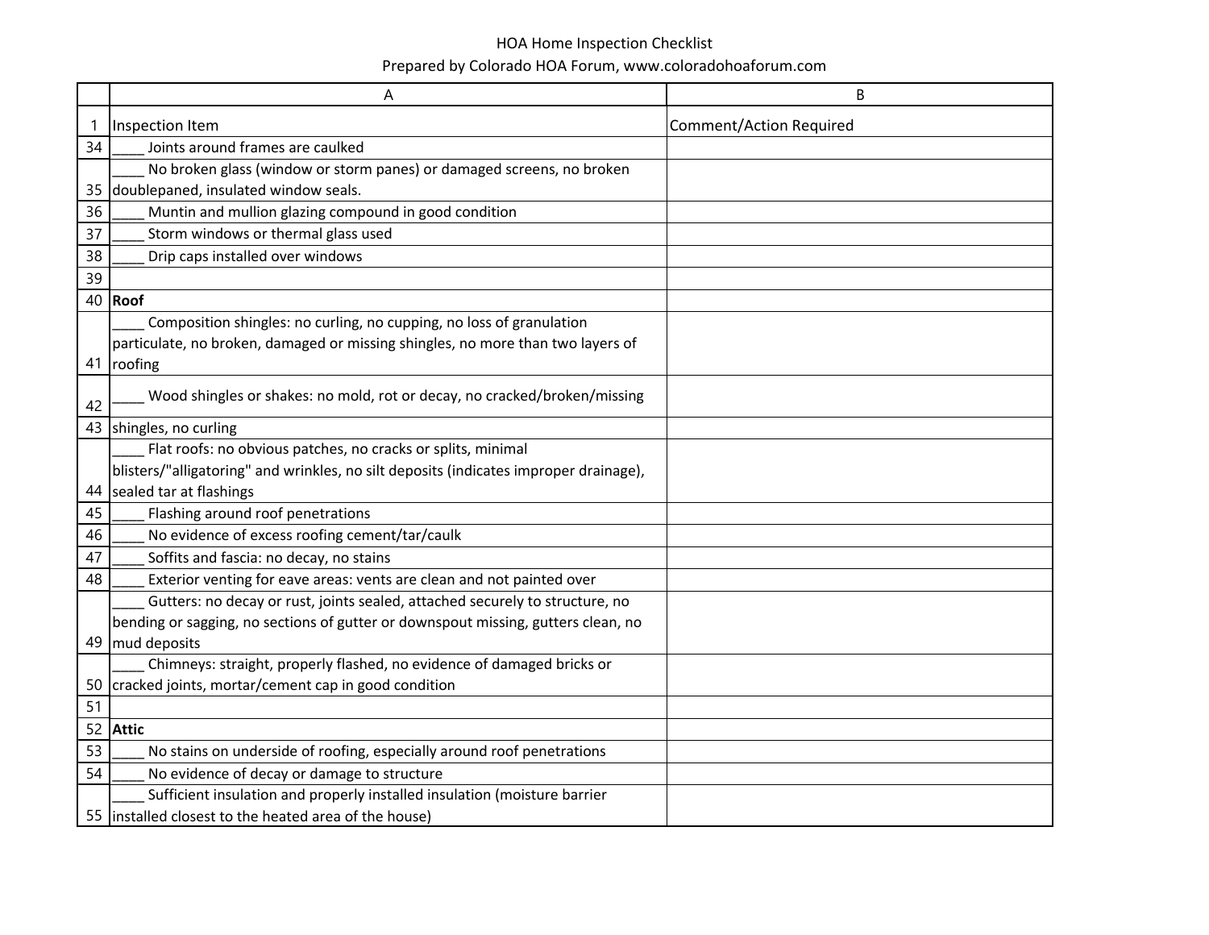# HOA Home Inspection Checklist

Prepared by Colorado HOA Forum, www.coloradohoaforum.com

| | A | B |
|---|---|---|
| 1 | Inspection Item | Comment/Action Required |
| 34 | ____ Joints around frames are caulked | |
| 35 | ____ No broken glass (window or storm panes) or damaged screens, no broken doublepaned, insulated window seals. | |
| 36 | ____ Muntin and mullion glazing compound in good condition | |
| 37 | ____ Storm windows or thermal glass used | |
| 38 | ____ Drip caps installed over windows | |
| 39 | | |
| 40 | **Roof** | |
| 41 | ____ Composition shingles: no curling, no cupping, no loss of granulation particulate, no broken, damaged or missing shingles, no more than two layers of roofing | |
| 42 | ____ Wood shingles or shakes: no mold, rot or decay, no cracked/broken/missing | |
| 43 | shingles, no curling | |
| 44 | ____ Flat roofs: no obvious patches, no cracks or splits, minimal blisters/"alligatoring" and wrinkles, no silt deposits (indicates improper drainage), sealed tar at flashings | |
| 45 | ____ Flashing around roof penetrations | |
| 46 | ____ No evidence of excess roofing cement/tar/caulk | |
| 47 | ____ Soffits and fascia: no decay, no stains | |
| 48 | ____ Exterior venting for eave areas: vents are clean and not painted over | |
| 49 | ____ Gutters: no decay or rust, joints sealed, attached securely to structure, no bending or sagging, no sections of gutter or downspout missing, gutters clean, no mud deposits | |
| 50 | ____ Chimneys: straight, properly flashed, no evidence of damaged bricks or cracked joints, mortar/cement cap in good condition | |
| 51 | | |
| 52 | **Attic** | |
| 53 | ____ No stains on underside of roofing, especially around roof penetrations | |
| 54 | ____ No evidence of decay or damage to structure | |
| 55 | ____ Sufficient insulation and properly installed insulation (moisture barrier installed closest to the heated area of the house) | |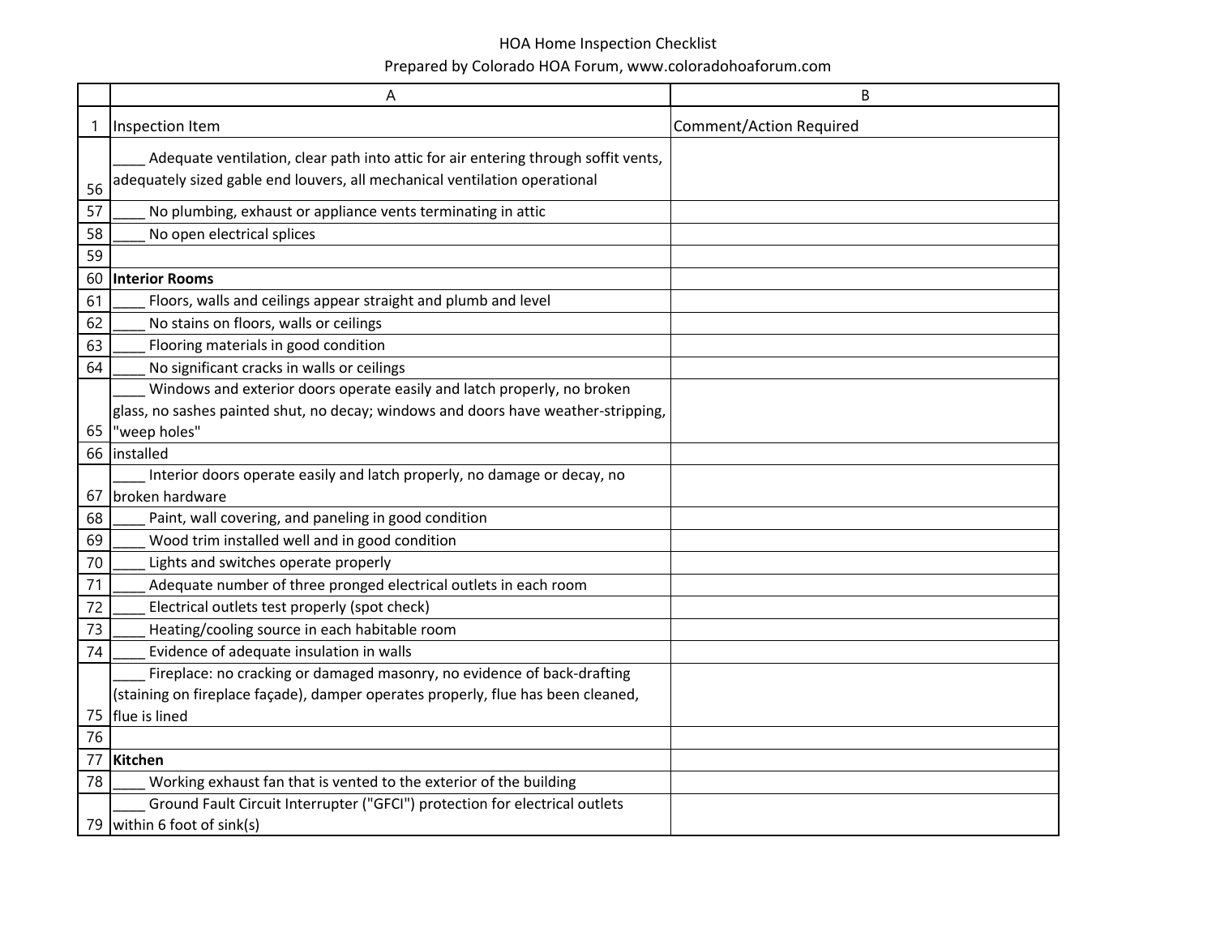HOA Home Inspection Checklist

Prepared by Colorado HOA Forum, www.coloradohoaforum.com

| | A | B |
|---|---|---|
| 1 | Inspection Item | Comment/Action Required |
| 56 | ____ Adequate ventilation, clear path into attic for air entering through soffit vents, adequately sized gable end louvers, all mechanical ventilation operational | |
| 57 | ____ No plumbing, exhaust or appliance vents terminating in attic | |
| 58 | ____ No open electrical splices | |
| 59 | | |
| 60 | **Interior Rooms** | |
| 61 | ____ Floors, walls and ceilings appear straight and plumb and level | |
| 62 | ____ No stains on floors, walls or ceilings | |
| 63 | ____ Flooring materials in good condition | |
| 64 | ____ No significant cracks in walls or ceilings | |
| 65 | ____ Windows and exterior doors operate easily and latch properly, no broken glass, no sashes painted shut, no decay; windows and doors have weather-stripping, "weep holes" | |
| 66 | installed | |
| 67 | ____ Interior doors operate easily and latch properly, no damage or decay, no broken hardware | |
| 68 | ____ Paint, wall covering, and paneling in good condition | |
| 69 | ____ Wood trim installed well and in good condition | |
| 70 | ____ Lights and switches operate properly | |
| 71 | ____ Adequate number of three pronged electrical outlets in each room | |
| 72 | ____ Electrical outlets test properly (spot check) | |
| 73 | ____ Heating/cooling source in each habitable room | |
| 74 | ____ Evidence of adequate insulation in walls | |
| 75 | ____ Fireplace: no cracking or damaged masonry, no evidence of back-drafting (staining on fireplace façade), damper operates properly, flue has been cleaned, flue is lined | |
| 76 | | |
| 77 | **Kitchen** | |
| 78 | ____ Working exhaust fan that is vented to the exterior of the building | |
| 79 | ____ Ground Fault Circuit Interrupter ("GFCI") protection for electrical outlets within 6 foot of sink(s) | |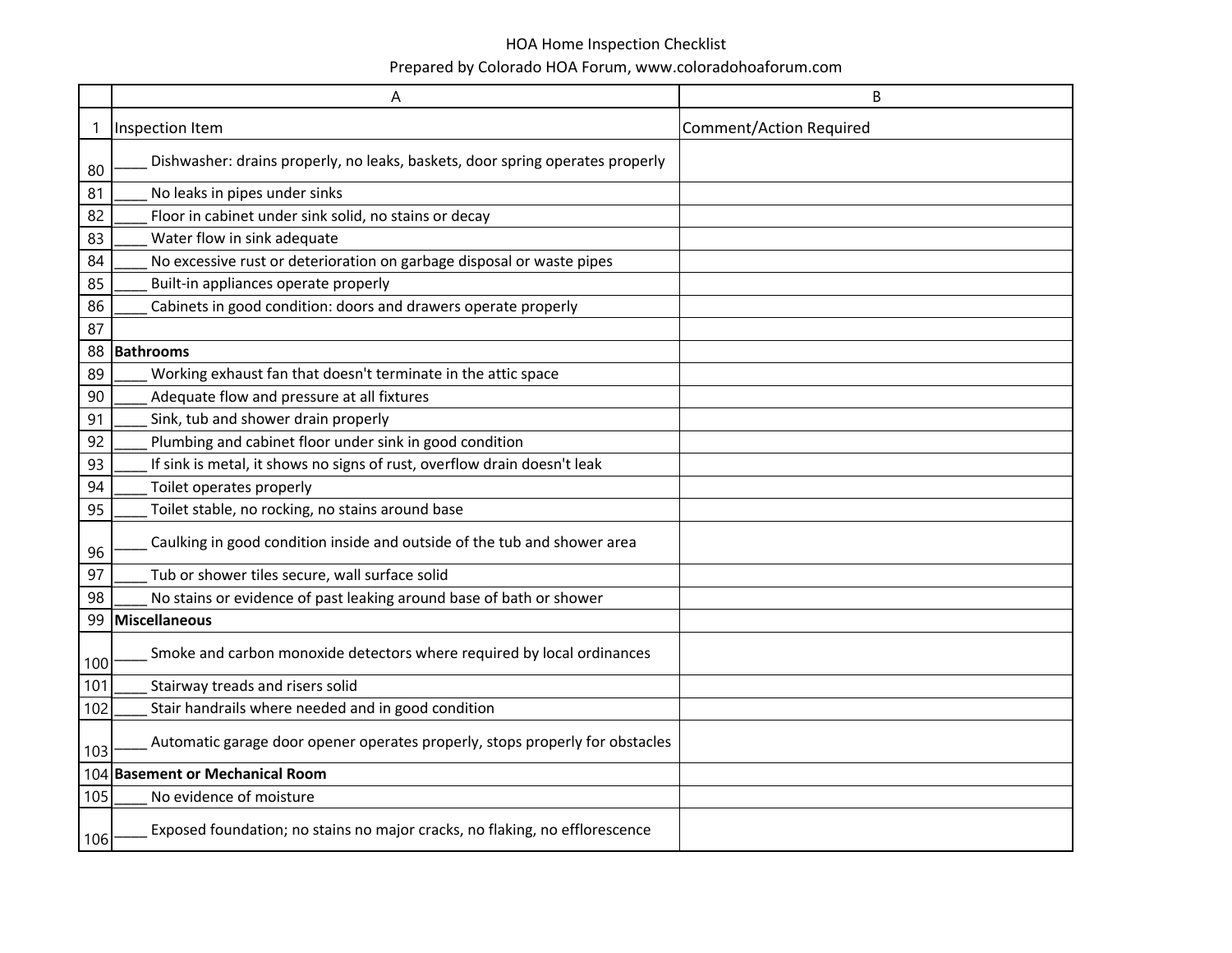HOA Home Inspection Checklist

Prepared by Colorado HOA Forum, www.coloradohoaforum.com

| | A | B |
|---|---|---|
| 1 | Inspection Item | Comment/Action Required |
| 80 | ____ Dishwasher: drains properly, no leaks, baskets, door spring operates properly | |
| 81 | ____ No leaks in pipes under sinks | |
| 82 | ____ Floor in cabinet under sink solid, no stains or decay | |
| 83 | ____ Water flow in sink adequate | |
| 84 | ____ No excessive rust or deterioration on garbage disposal or waste pipes | |
| 85 | ____ Built-in appliances operate properly | |
| 86 | ____ Cabinets in good condition: doors and drawers operate properly | |
| 87 | | |
| 88 | **Bathrooms** | |
| 89 | ____ Working exhaust fan that doesn't terminate in the attic space | |
| 90 | ____ Adequate flow and pressure at all fixtures | |
| 91 | ____ Sink, tub and shower drain properly | |
| 92 | ____ Plumbing and cabinet floor under sink in good condition | |
| 93 | ____ If sink is metal, it shows no signs of rust, overflow drain doesn't leak | |
| 94 | ____ Toilet operates properly | |
| 95 | ____ Toilet stable, no rocking, no stains around base | |
| 96 | ____ Caulking in good condition inside and outside of the tub and shower area | |
| 97 | ____ Tub or shower tiles secure, wall surface solid | |
| 98 | ____ No stains or evidence of past leaking around base of bath or shower | |
| 99 | **Miscellaneous** | |
| 100 | ____ Smoke and carbon monoxide detectors where required by local ordinances | |
| 101 | ____ Stairway treads and risers solid | |
| 102 | ____ Stair handrails where needed and in good condition | |
| 103 | ____ Automatic garage door opener operates properly, stops properly for obstacles | |
| 104 | **Basement or Mechanical Room** | |
| 105 | ____ No evidence of moisture | |
| 106 | ____ Exposed foundation; no stains no major cracks, no flaking, no efflorescence | |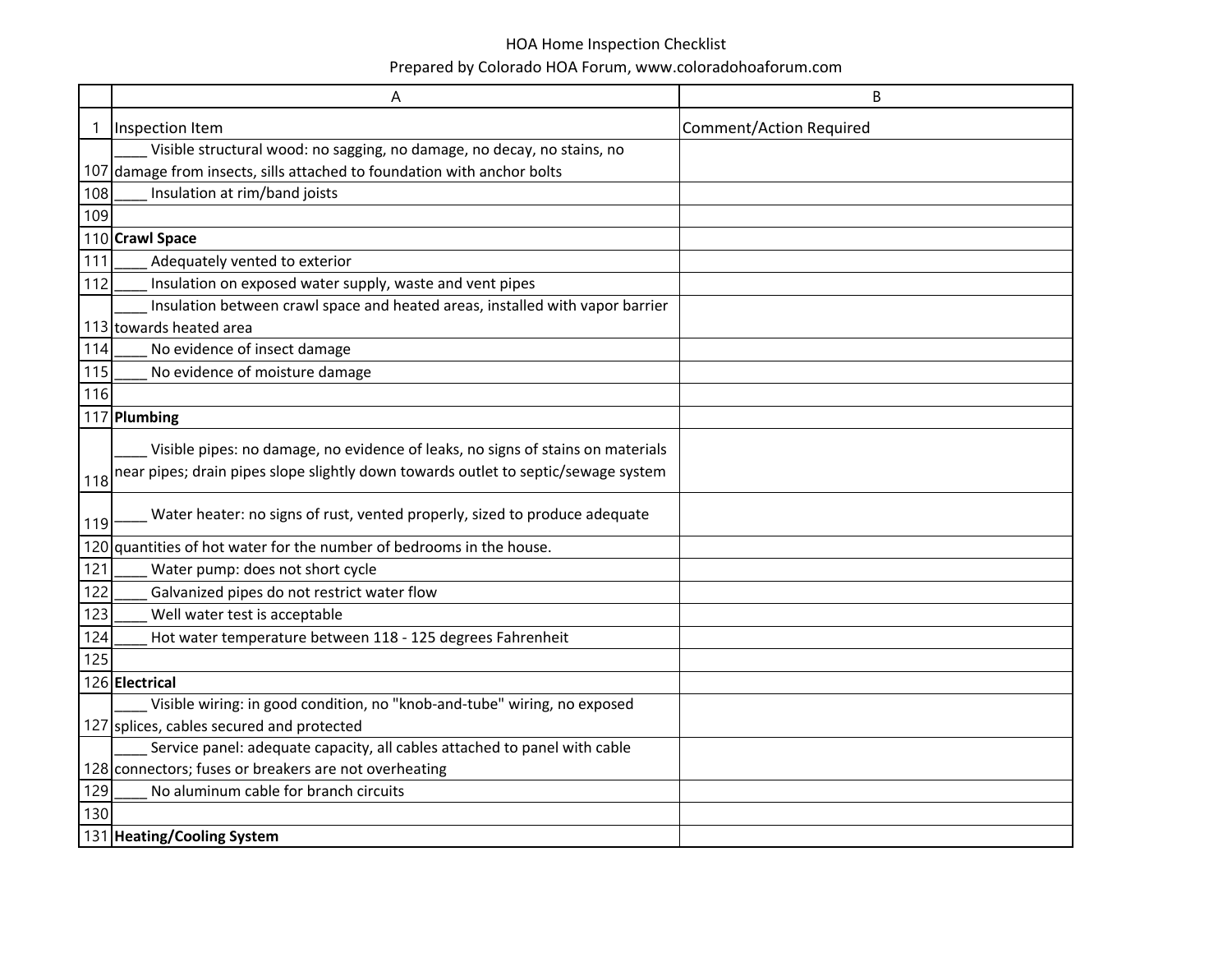HOA Home Inspection Checklist

Prepared by Colorado HOA Forum, www.coloradohoaforum.com

| | A | B |
|---|---|---|
| 1 | Inspection Item | Comment/Action Required |
| 107 | ____ Visible structural wood: no sagging, no damage, no decay, no stains, no damage from insects, sills attached to foundation with anchor bolts | |
| 108 | ____ Insulation at rim/band joists | |
| 109 | | |
| 110 | **Crawl Space** | |
| 111 | ____ Adequately vented to exterior | |
| 112 | ____ Insulation on exposed water supply, waste and vent pipes | |
| 113 | ____ Insulation between crawl space and heated areas, installed with vapor barrier towards heated area | |
| 114 | ____ No evidence of insect damage | |
| 115 | ____ No evidence of moisture damage | |
| 116 | | |
| 117 | **Plumbing** | |
| 118 | ____ Visible pipes: no damage, no evidence of leaks, no signs of stains on materials near pipes; drain pipes slope slightly down towards outlet to septic/sewage system | |
| 119 | ____ Water heater: no signs of rust, vented properly, sized to produce adequate | |
| 120 | quantities of hot water for the number of bedrooms in the house. | |
| 121 | ____ Water pump: does not short cycle | |
| 122 | ____ Galvanized pipes do not restrict water flow | |
| 123 | ____ Well water test is acceptable | |
| 124 | ____ Hot water temperature between 118 - 125 degrees Fahrenheit | |
| 125 | | |
| 126 | **Electrical** | |
| 127 | ____ Visible wiring: in good condition, no "knob-and-tube" wiring, no exposed splices, cables secured and protected | |
| 128 | ____ Service panel: adequate capacity, all cables attached to panel with cable connectors; fuses or breakers are not overheating | |
| 129 | ____ No aluminum cable for branch circuits | |
| 130 | | |
| 131 | **Heating/Cooling System** | |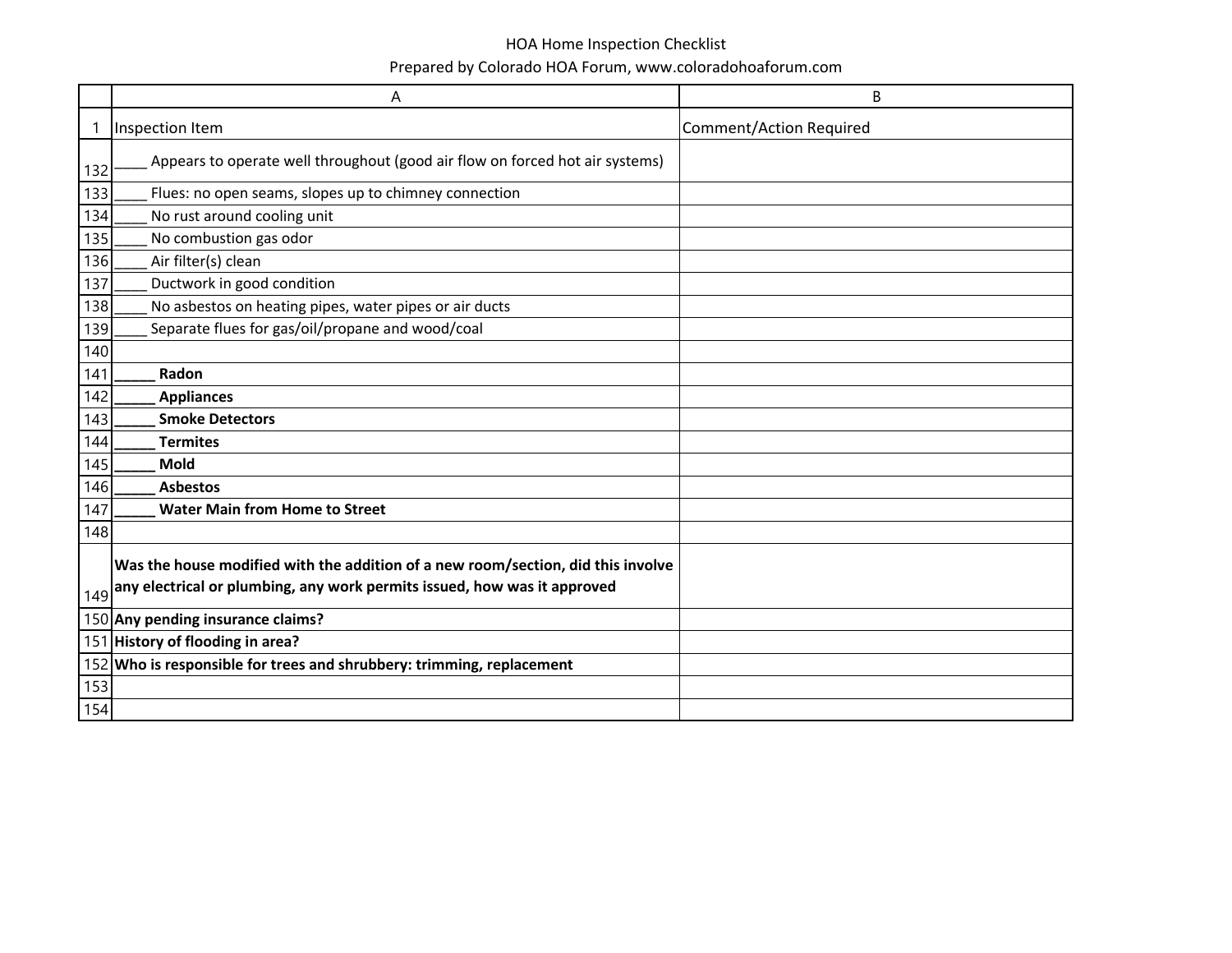HOA Home Inspection Checklist

Prepared by Colorado HOA Forum, www.coloradohoaforum.com

| | A | B |
|---|---|---|
| 1 | Inspection Item | Comment/Action Required |
| 132 | ____ Appears to operate well throughout (good air flow on forced hot air systems) | |
| 133 | ____ Flues: no open seams, slopes up to chimney connection | |
| 134 | ____ No rust around cooling unit | |
| 135 | ____ No combustion gas odor | |
| 136 | ____ Air filter(s) clean | |
| 137 | ____ Ductwork in good condition | |
| 138 | ____ No asbestos on heating pipes, water pipes or air ducts | |
| 139 | ____ Separate flues for gas/oil/propane and wood/coal | |
| 140 | | |
| 141 | **_____ Radon** | |
| 142 | **_____ Appliances** | |
| 143 | **_____ Smoke Detectors** | |
| 144 | **_____ Termites** | |
| 145 | **_____ Mold** | |
| 146 | **_____ Asbestos** | |
| 147 | **_____ Water Main from Home to Street** | |
| 148 | | |
| 149 | **Was the house modified with the addition of a new room/section, did this involve any electrical or plumbing, any work permits issued, how was it approved** | |
| 150 | **Any pending insurance claims?** | |
| 151 | **History of flooding in area?** | |
| 152 | **Who is responsible for trees and shrubbery: trimming, replacement** | |
| 153 | | |
| 154 | | |